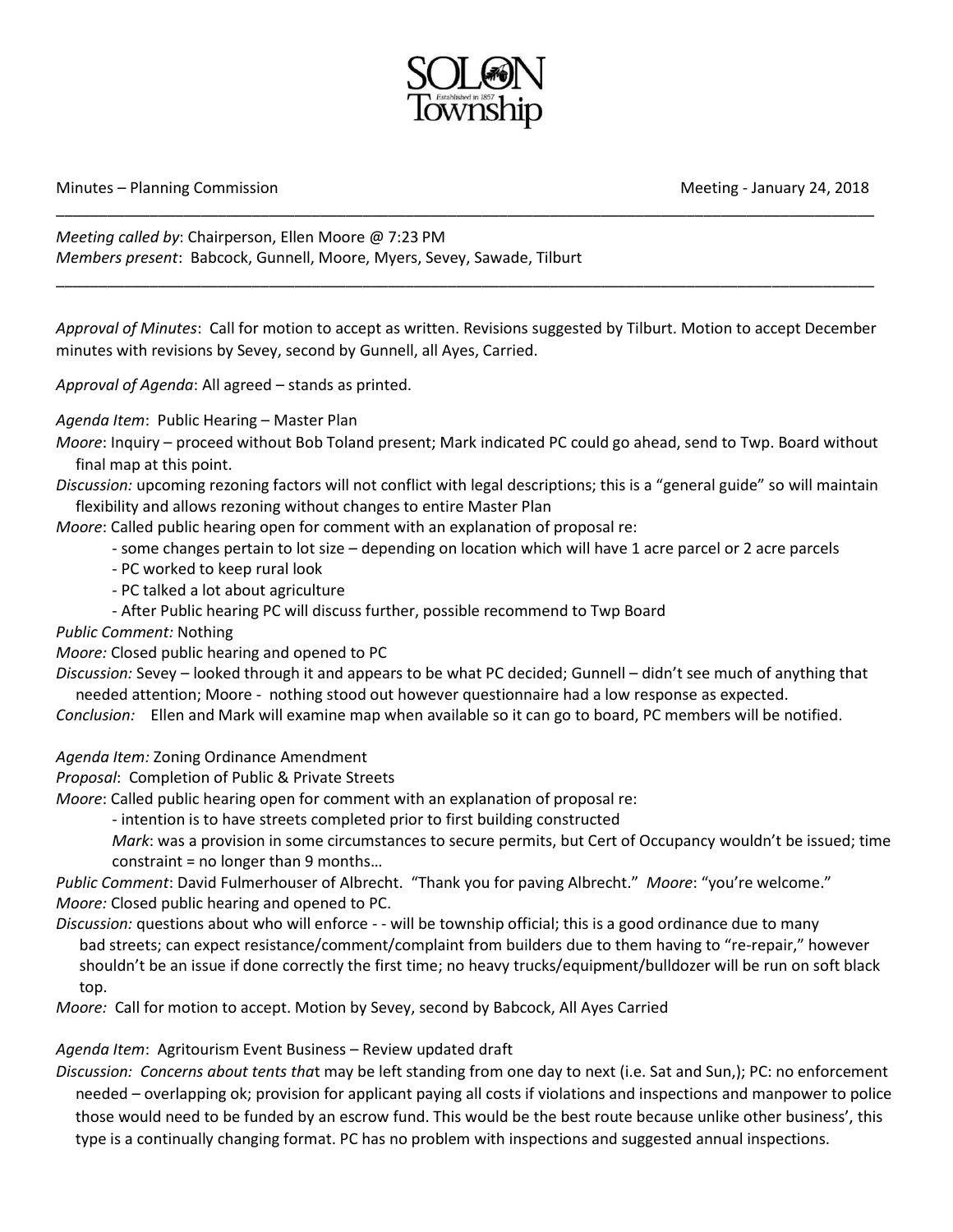SOLON Township

Minutes – Planning Commission Meeting - January 24, 2018

---

*Meeting called by*: Chairperson, Ellen Moore @ 7:23 PM
*Members present*: Babcock, Gunnell, Moore, Myers, Sevey, Sawade, Tilburt

---

*Approval of Minutes*: Call for motion to accept as written. Revisions suggested by Tilburt. Motion to accept December minutes with revisions by Sevey, second by Gunnell, all Ayes, Carried.

*Approval of Agenda*: All agreed – stands as printed.

*Agenda Item*: Public Hearing – Master Plan

*Moore*: Inquiry – proceed without Bob Toland present; Mark indicated PC could go ahead, send to Twp. Board without final map at this point.

*Discussion:* upcoming rezoning factors will not conflict with legal descriptions; this is a "general guide" so will maintain flexibility and allows rezoning without changes to entire Master Plan

*Moore*: Called public hearing open for comment with an explanation of proposal re:

- some changes pertain to lot size – depending on location which will have 1 acre parcel or 2 acre parcels
- PC worked to keep rural look
- PC talked a lot about agriculture
- After Public hearing PC will discuss further, possible recommend to Twp Board

*Public Comment:* Nothing

*Moore:* Closed public hearing and opened to PC

*Discussion:* Sevey – looked through it and appears to be what PC decided; Gunnell – didn't see much of anything that needed attention; Moore - nothing stood out however questionnaire had a low response as expected.

*Conclusion:* Ellen and Mark will examine map when available so it can go to board, PC members will be notified.

*Agenda Item:* Zoning Ordinance Amendment

*Proposal*: Completion of Public & Private Streets

*Moore*: Called public hearing open for comment with an explanation of proposal re:

- intention is to have streets completed prior to first building constructed

  *Mark*: was a provision in some circumstances to secure permits, but Cert of Occupancy wouldn't be issued; time constraint = no longer than 9 months…

*Public Comment*: David Fulmerhouser of Albrecht. "Thank you for paving Albrecht." *Moore*: "you're welcome."

*Moore:* Closed public hearing and opened to PC.

*Discussion:* questions about who will enforce - - will be township official; this is a good ordinance due to many bad streets; can expect resistance/comment/complaint from builders due to them having to "re-repair," however shouldn't be an issue if done correctly the first time; no heavy trucks/equipment/bulldozer will be run on soft black top.

*Moore:* Call for motion to accept. Motion by Sevey, second by Babcock, All Ayes Carried

*Agenda Item*: Agritourism Event Business – Review updated draft

*Discussion: Concerns about tents tha*t may be left standing from one day to next (i.e. Sat and Sun,); PC: no enforcement needed – overlapping ok; provision for applicant paying all costs if violations and inspections and manpower to police those would need to be funded by an escrow fund. This would be the best route because unlike other business', this type is a continually changing format. PC has no problem with inspections and suggested annual inspections.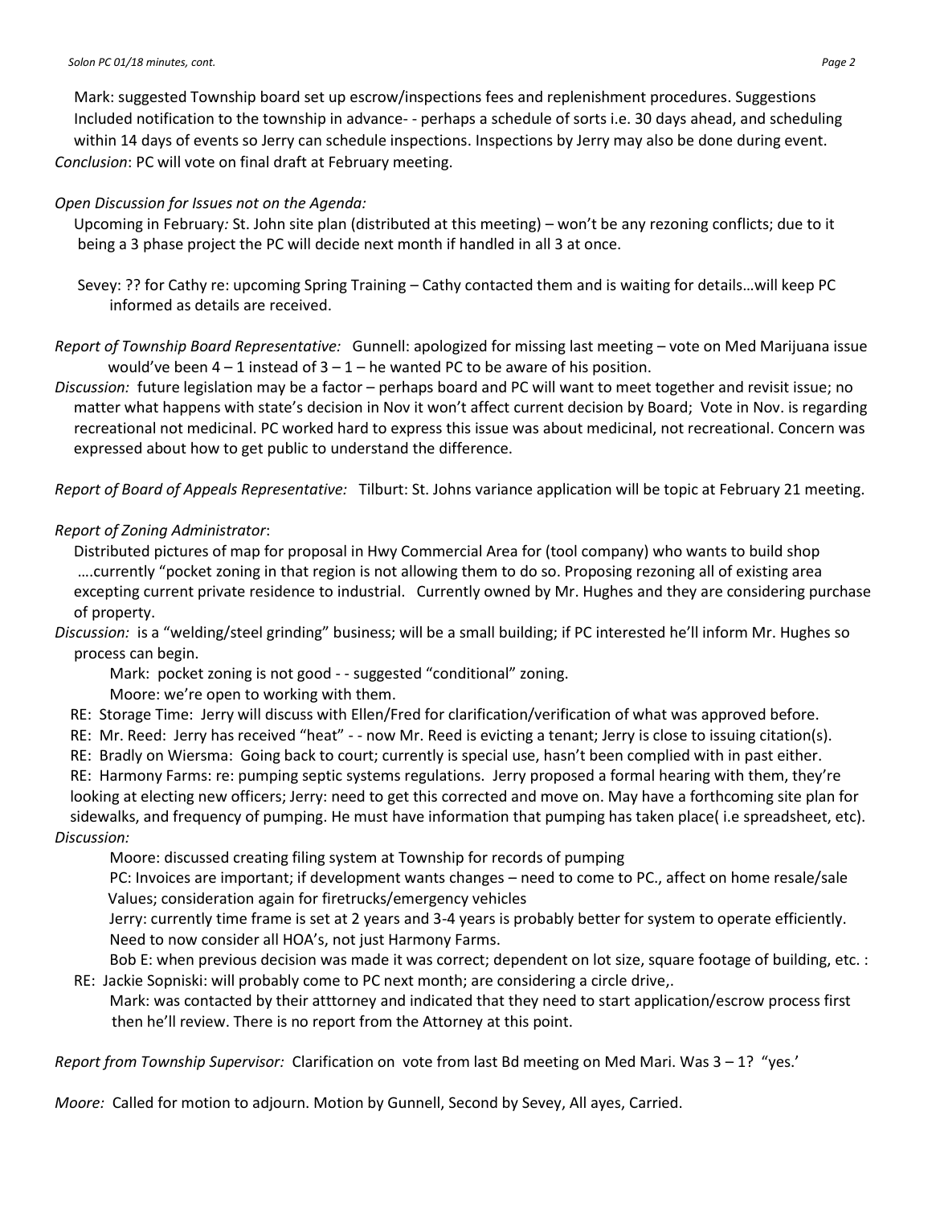Mark: suggested Township board set up escrow/inspections fees and replenishment procedures. Suggestions Included notification to the township in advance- - perhaps a schedule of sorts i.e. 30 days ahead, and scheduling within 14 days of events so Jerry can schedule inspections. Inspections by Jerry may also be done during event.

*Conclusion*: PC will vote on final draft at February meeting.

*Open Discussion for Issues not on the Agenda:*

Upcoming in February*:* St. John site plan (distributed at this meeting) – won't be any rezoning conflicts; due to it being a 3 phase project the PC will decide next month if handled in all 3 at once.

Sevey: ?? for Cathy re: upcoming Spring Training – Cathy contacted them and is waiting for details…will keep PC informed as details are received.

*Report of Township Board Representative:* Gunnell: apologized for missing last meeting – vote on Med Marijuana issue would've been 4 – 1 instead of 3 – 1 – he wanted PC to be aware of his position.

*Discussion:* future legislation may be a factor – perhaps board and PC will want to meet together and revisit issue; no matter what happens with state's decision in Nov it won't affect current decision by Board; Vote in Nov. is regarding recreational not medicinal. PC worked hard to express this issue was about medicinal, not recreational. Concern was expressed about how to get public to understand the difference.

*Report of Board of Appeals Representative:* Tilburt: St. Johns variance application will be topic at February 21 meeting.

*Report of Zoning Administrator*:

Distributed pictures of map for proposal in Hwy Commercial Area for (tool company) who wants to build shop ….currently "pocket zoning in that region is not allowing them to do so. Proposing rezoning all of existing area excepting current private residence to industrial. Currently owned by Mr. Hughes and they are considering purchase of property.

*Discussion:* is a "welding/steel grinding" business; will be a small building; if PC interested he'll inform Mr. Hughes so process can begin.

Mark: pocket zoning is not good - - suggested "conditional" zoning.

Moore: we're open to working with them.

RE: Storage Time: Jerry will discuss with Ellen/Fred for clarification/verification of what was approved before.

RE: Mr. Reed: Jerry has received "heat" - - now Mr. Reed is evicting a tenant; Jerry is close to issuing citation(s).

RE: Bradly on Wiersma: Going back to court; currently is special use, hasn't been complied with in past either.

RE: Harmony Farms: re: pumping septic systems regulations. Jerry proposed a formal hearing with them, they're looking at electing new officers; Jerry: need to get this corrected and move on. May have a forthcoming site plan for sidewalks, and frequency of pumping. He must have information that pumping has taken place( i.e spreadsheet, etc).

*Discussion:*

Moore: discussed creating filing system at Township for records of pumping

PC: Invoices are important; if development wants changes – need to come to PC., affect on home resale/sale Values; consideration again for firetrucks/emergency vehicles

Jerry: currently time frame is set at 2 years and 3-4 years is probably better for system to operate efficiently. Need to now consider all HOA's, not just Harmony Farms.

Bob E: when previous decision was made it was correct; dependent on lot size, square footage of building, etc. :

RE: Jackie Sopniski: will probably come to PC next month; are considering a circle drive,.

Mark: was contacted by their atttorney and indicated that they need to start application/escrow process first then he'll review. There is no report from the Attorney at this point.

*Report from Township Supervisor:* Clarification on vote from last Bd meeting on Med Mari. Was 3 – 1? "yes.'

*Moore:* Called for motion to adjourn. Motion by Gunnell, Second by Sevey, All ayes, Carried.